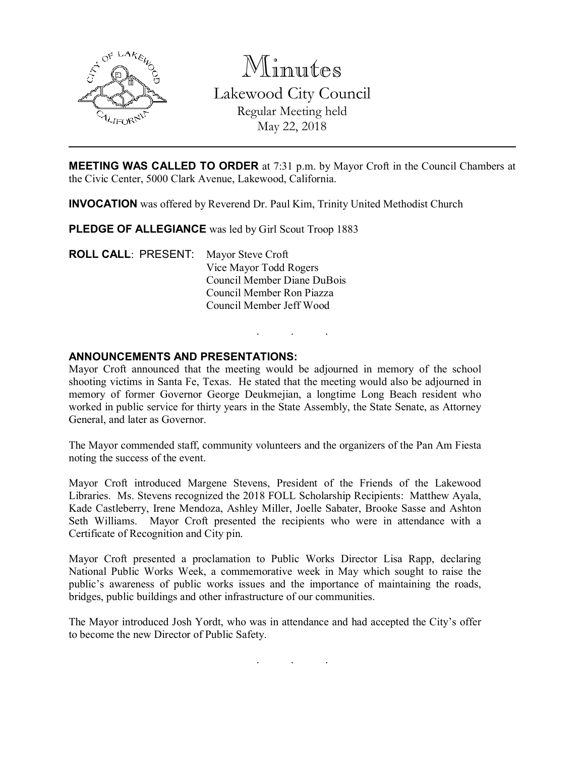# Minutes

## Lakewood City Council

Regular Meeting held
May 22, 2018

---

**MEETING WAS CALLED TO ORDER** at 7:31 p.m. by Mayor Croft in the Council Chambers at the Civic Center, 5000 Clark Avenue, Lakewood, California.

**INVOCATION** was offered by Reverend Dr. Paul Kim, Trinity United Methodist Church

**PLEDGE OF ALLEGIANCE** was led by Girl Scout Troop 1883

**ROLL CALL**: PRESENT: Mayor Steve Croft
Vice Mayor Todd Rogers
Council Member Diane DuBois
Council Member Ron Piazza
Council Member Jeff Wood

. . .

**ANNOUNCEMENTS AND PRESENTATIONS:**

Mayor Croft announced that the meeting would be adjourned in memory of the school shooting victims in Santa Fe, Texas. He stated that the meeting would also be adjourned in memory of former Governor George Deukmejian, a longtime Long Beach resident who worked in public service for thirty years in the State Assembly, the State Senate, as Attorney General, and later as Governor.

The Mayor commended staff, community volunteers and the organizers of the Pan Am Fiesta noting the success of the event.

Mayor Croft introduced Margene Stevens, President of the Friends of the Lakewood Libraries. Ms. Stevens recognized the 2018 FOLL Scholarship Recipients: Matthew Ayala, Kade Castleberry, Irene Mendoza, Ashley Miller, Joelle Sabater, Brooke Sasse and Ashton Seth Williams. Mayor Croft presented the recipients who were in attendance with a Certificate of Recognition and City pin.

Mayor Croft presented a proclamation to Public Works Director Lisa Rapp, declaring National Public Works Week, a commemorative week in May which sought to raise the public's awareness of public works issues and the importance of maintaining the roads, bridges, public buildings and other infrastructure of our communities.

The Mayor introduced Josh Yordt, who was in attendance and had accepted the City's offer to become the new Director of Public Safety.

. . .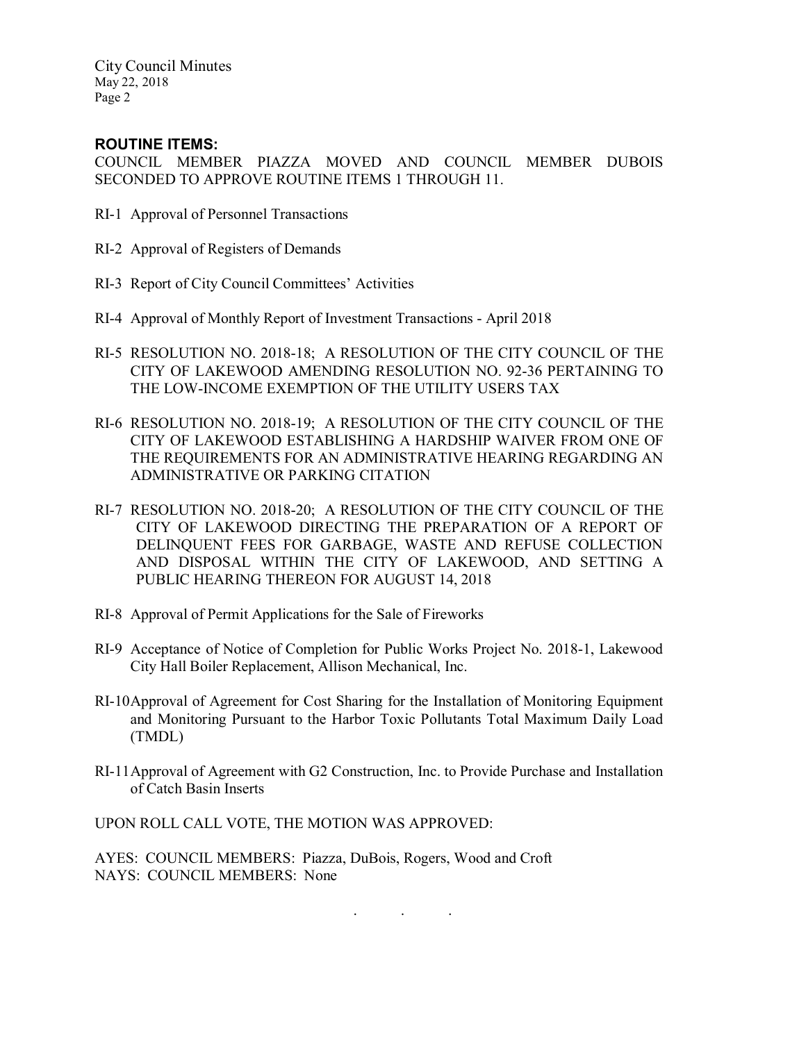## ROUTINE ITEMS:

COUNCIL MEMBER PIAZZA MOVED AND COUNCIL MEMBER DUBOIS SECONDED TO APPROVE ROUTINE ITEMS 1 THROUGH 11.

RI-1 Approval of Personnel Transactions

RI-2 Approval of Registers of Demands

RI-3 Report of City Council Committees' Activities

RI-4 Approval of Monthly Report of Investment Transactions - April 2018

RI-5 RESOLUTION NO. 2018-18; A RESOLUTION OF THE CITY COUNCIL OF THE CITY OF LAKEWOOD AMENDING RESOLUTION NO. 92-36 PERTAINING TO THE LOW-INCOME EXEMPTION OF THE UTILITY USERS TAX

RI-6 RESOLUTION NO. 2018-19; A RESOLUTION OF THE CITY COUNCIL OF THE CITY OF LAKEWOOD ESTABLISHING A HARDSHIP WAIVER FROM ONE OF THE REQUIREMENTS FOR AN ADMINISTRATIVE HEARING REGARDING AN ADMINISTRATIVE OR PARKING CITATION

RI-7 RESOLUTION NO. 2018-20; A RESOLUTION OF THE CITY COUNCIL OF THE CITY OF LAKEWOOD DIRECTING THE PREPARATION OF A REPORT OF DELINQUENT FEES FOR GARBAGE, WASTE AND REFUSE COLLECTION AND DISPOSAL WITHIN THE CITY OF LAKEWOOD, AND SETTING A PUBLIC HEARING THEREON FOR AUGUST 14, 2018

RI-8 Approval of Permit Applications for the Sale of Fireworks

RI-9 Acceptance of Notice of Completion for Public Works Project No. 2018-1, Lakewood City Hall Boiler Replacement, Allison Mechanical, Inc.

RI-10 Approval of Agreement for Cost Sharing for the Installation of Monitoring Equipment and Monitoring Pursuant to the Harbor Toxic Pollutants Total Maximum Daily Load (TMDL)

RI-11 Approval of Agreement with G2 Construction, Inc. to Provide Purchase and Installation of Catch Basin Inserts

UPON ROLL CALL VOTE, THE MOTION WAS APPROVED:

AYES: COUNCIL MEMBERS: Piazza, DuBois, Rogers, Wood and Croft
NAYS: COUNCIL MEMBERS: None

. . .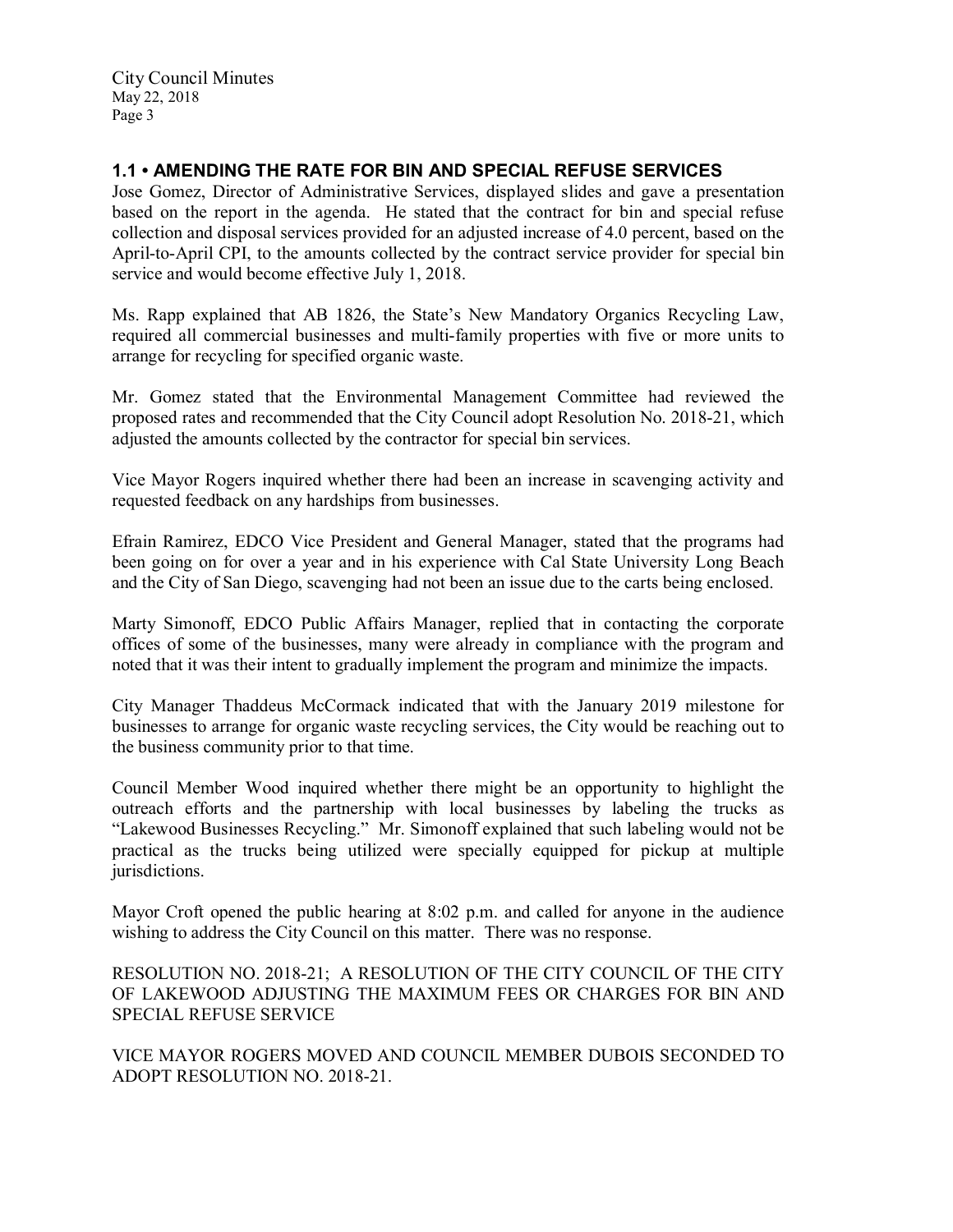### 1.1 • AMENDING THE RATE FOR BIN AND SPECIAL REFUSE SERVICES

Jose Gomez, Director of Administrative Services, displayed slides and gave a presentation based on the report in the agenda. He stated that the contract for bin and special refuse collection and disposal services provided for an adjusted increase of 4.0 percent, based on the April-to-April CPI, to the amounts collected by the contract service provider for special bin service and would become effective July 1, 2018.

Ms. Rapp explained that AB 1826, the State's New Mandatory Organics Recycling Law, required all commercial businesses and multi-family properties with five or more units to arrange for recycling for specified organic waste.

Mr. Gomez stated that the Environmental Management Committee had reviewed the proposed rates and recommended that the City Council adopt Resolution No. 2018-21, which adjusted the amounts collected by the contractor for special bin services.

Vice Mayor Rogers inquired whether there had been an increase in scavenging activity and requested feedback on any hardships from businesses.

Efrain Ramirez, EDCO Vice President and General Manager, stated that the programs had been going on for over a year and in his experience with Cal State University Long Beach and the City of San Diego, scavenging had not been an issue due to the carts being enclosed.

Marty Simonoff, EDCO Public Affairs Manager, replied that in contacting the corporate offices of some of the businesses, many were already in compliance with the program and noted that it was their intent to gradually implement the program and minimize the impacts.

City Manager Thaddeus McCormack indicated that with the January 2019 milestone for businesses to arrange for organic waste recycling services, the City would be reaching out to the business community prior to that time.

Council Member Wood inquired whether there might be an opportunity to highlight the outreach efforts and the partnership with local businesses by labeling the trucks as "Lakewood Businesses Recycling." Mr. Simonoff explained that such labeling would not be practical as the trucks being utilized were specially equipped for pickup at multiple jurisdictions.

Mayor Croft opened the public hearing at 8:02 p.m. and called for anyone in the audience wishing to address the City Council on this matter. There was no response.

RESOLUTION NO. 2018-21; A RESOLUTION OF THE CITY COUNCIL OF THE CITY OF LAKEWOOD ADJUSTING THE MAXIMUM FEES OR CHARGES FOR BIN AND SPECIAL REFUSE SERVICE

VICE MAYOR ROGERS MOVED AND COUNCIL MEMBER DUBOIS SECONDED TO ADOPT RESOLUTION NO. 2018-21.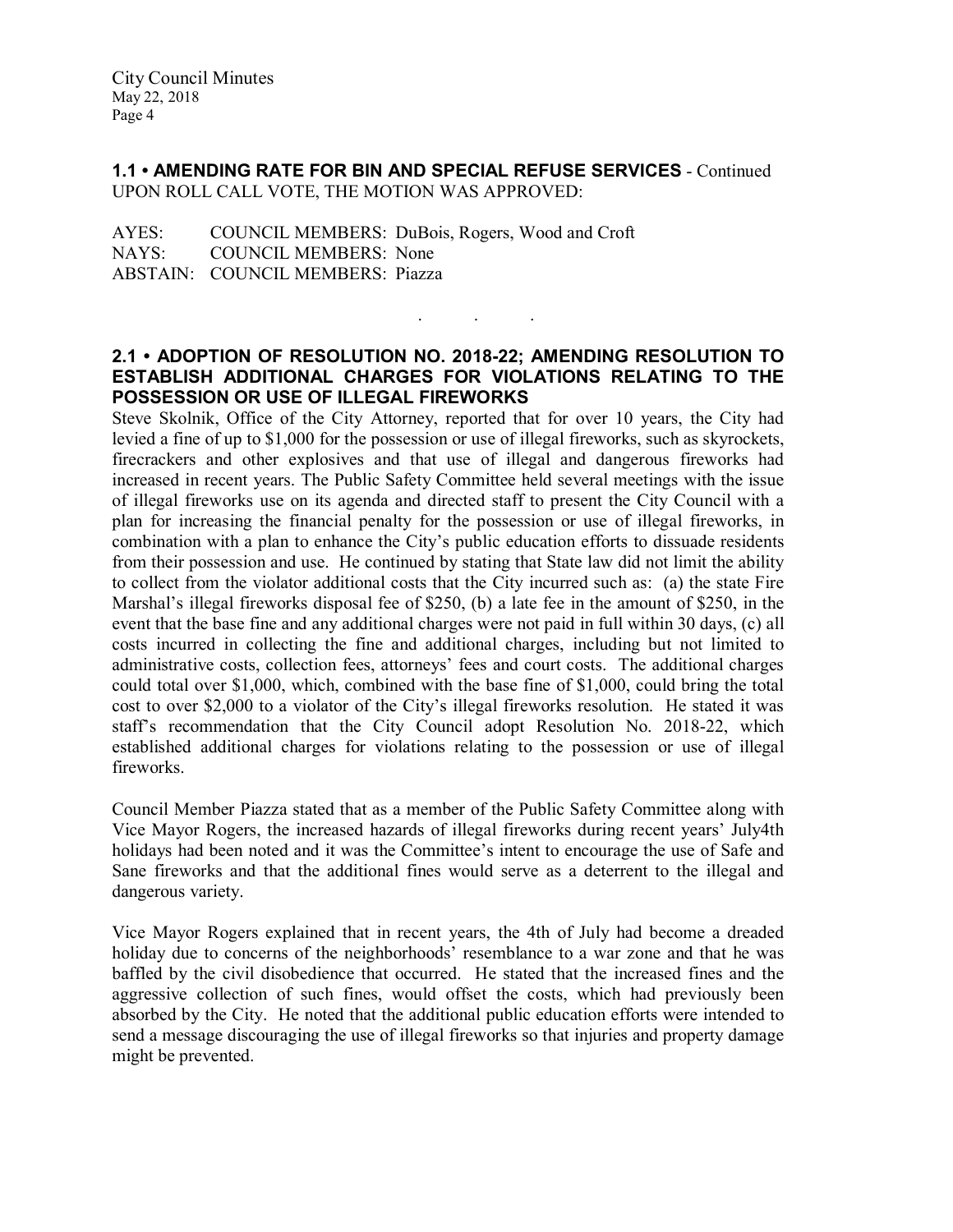**1.1 • AMENDING RATE FOR BIN AND SPECIAL REFUSE SERVICES** - Continued
UPON ROLL CALL VOTE, THE MOTION WAS APPROVED:

AYES: COUNCIL MEMBERS: DuBois, Rogers, Wood and Croft
NAYS: COUNCIL MEMBERS: None
ABSTAIN: COUNCIL MEMBERS: Piazza

. . .

**2.1 • ADOPTION OF RESOLUTION NO. 2018-22; AMENDING RESOLUTION TO ESTABLISH ADDITIONAL CHARGES FOR VIOLATIONS RELATING TO THE POSSESSION OR USE OF ILLEGAL FIREWORKS**

Steve Skolnik, Office of the City Attorney, reported that for over 10 years, the City had levied a fine of up to $1,000 for the possession or use of illegal fireworks, such as skyrockets, firecrackers and other explosives and that use of illegal and dangerous fireworks had increased in recent years. The Public Safety Committee held several meetings with the issue of illegal fireworks use on its agenda and directed staff to present the City Council with a plan for increasing the financial penalty for the possession or use of illegal fireworks, in combination with a plan to enhance the City's public education efforts to dissuade residents from their possession and use. He continued by stating that State law did not limit the ability to collect from the violator additional costs that the City incurred such as: (a) the state Fire Marshal's illegal fireworks disposal fee of $250, (b) a late fee in the amount of $250, in the event that the base fine and any additional charges were not paid in full within 30 days, (c) all costs incurred in collecting the fine and additional charges, including but not limited to administrative costs, collection fees, attorneys' fees and court costs. The additional charges could total over $1,000, which, combined with the base fine of $1,000, could bring the total cost to over $2,000 to a violator of the City's illegal fireworks resolution. He stated it was staff's recommendation that the City Council adopt Resolution No. 2018-22, which established additional charges for violations relating to the possession or use of illegal fireworks.

Council Member Piazza stated that as a member of the Public Safety Committee along with Vice Mayor Rogers, the increased hazards of illegal fireworks during recent years' July4th holidays had been noted and it was the Committee's intent to encourage the use of Safe and Sane fireworks and that the additional fines would serve as a deterrent to the illegal and dangerous variety.

Vice Mayor Rogers explained that in recent years, the 4th of July had become a dreaded holiday due to concerns of the neighborhoods' resemblance to a war zone and that he was baffled by the civil disobedience that occurred. He stated that the increased fines and the aggressive collection of such fines, would offset the costs, which had previously been absorbed by the City. He noted that the additional public education efforts were intended to send a message discouraging the use of illegal fireworks so that injuries and property damage might be prevented.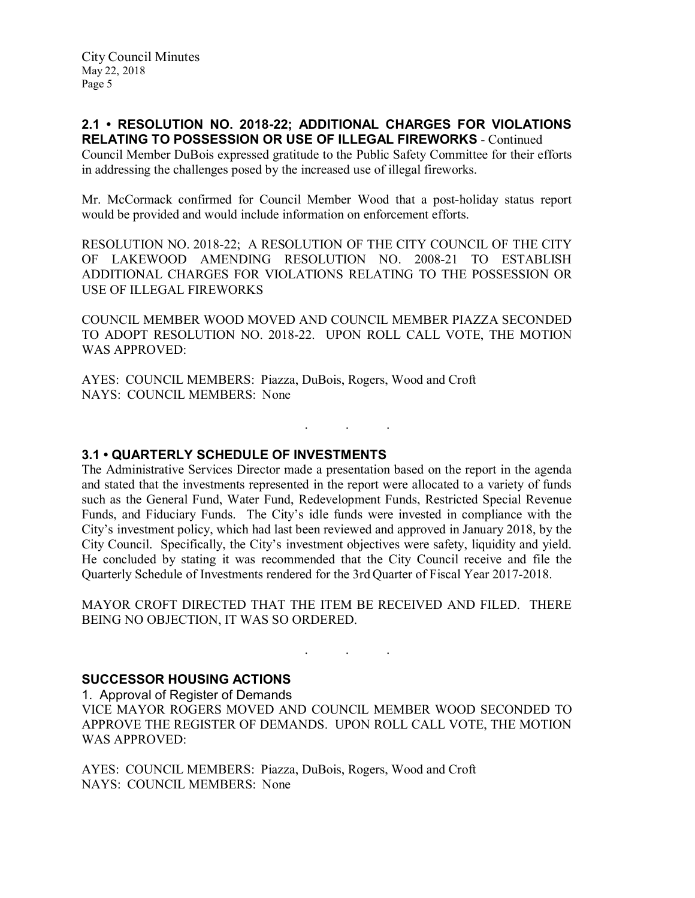### 2.1 • RESOLUTION NO. 2018-22; ADDITIONAL CHARGES FOR VIOLATIONS RELATING TO POSSESSION OR USE OF ILLEGAL FIREWORKS - Continued

Council Member DuBois expressed gratitude to the Public Safety Committee for their efforts in addressing the challenges posed by the increased use of illegal fireworks.

Mr. McCormack confirmed for Council Member Wood that a post-holiday status report would be provided and would include information on enforcement efforts.

RESOLUTION NO. 2018-22; A RESOLUTION OF THE CITY COUNCIL OF THE CITY OF LAKEWOOD AMENDING RESOLUTION NO. 2008-21 TO ESTABLISH ADDITIONAL CHARGES FOR VIOLATIONS RELATING TO THE POSSESSION OR USE OF ILLEGAL FIREWORKS

COUNCIL MEMBER WOOD MOVED AND COUNCIL MEMBER PIAZZA SECONDED TO ADOPT RESOLUTION NO. 2018-22. UPON ROLL CALL VOTE, THE MOTION WAS APPROVED:

AYES: COUNCIL MEMBERS: Piazza, DuBois, Rogers, Wood and Croft
NAYS: COUNCIL MEMBERS: None

. . .

### 3.1 • QUARTERLY SCHEDULE OF INVESTMENTS

The Administrative Services Director made a presentation based on the report in the agenda and stated that the investments represented in the report were allocated to a variety of funds such as the General Fund, Water Fund, Redevelopment Funds, Restricted Special Revenue Funds, and Fiduciary Funds. The City's idle funds were invested in compliance with the City's investment policy, which had last been reviewed and approved in January 2018, by the City Council. Specifically, the City's investment objectives were safety, liquidity and yield. He concluded by stating it was recommended that the City Council receive and file the Quarterly Schedule of Investments rendered for the 3rd Quarter of Fiscal Year 2017-2018.

MAYOR CROFT DIRECTED THAT THE ITEM BE RECEIVED AND FILED. THERE BEING NO OBJECTION, IT WAS SO ORDERED.

. . .

### SUCCESSOR HOUSING ACTIONS

1. Approval of Register of Demands

VICE MAYOR ROGERS MOVED AND COUNCIL MEMBER WOOD SECONDED TO APPROVE THE REGISTER OF DEMANDS. UPON ROLL CALL VOTE, THE MOTION WAS APPROVED:

AYES: COUNCIL MEMBERS: Piazza, DuBois, Rogers, Wood and Croft
NAYS: COUNCIL MEMBERS: None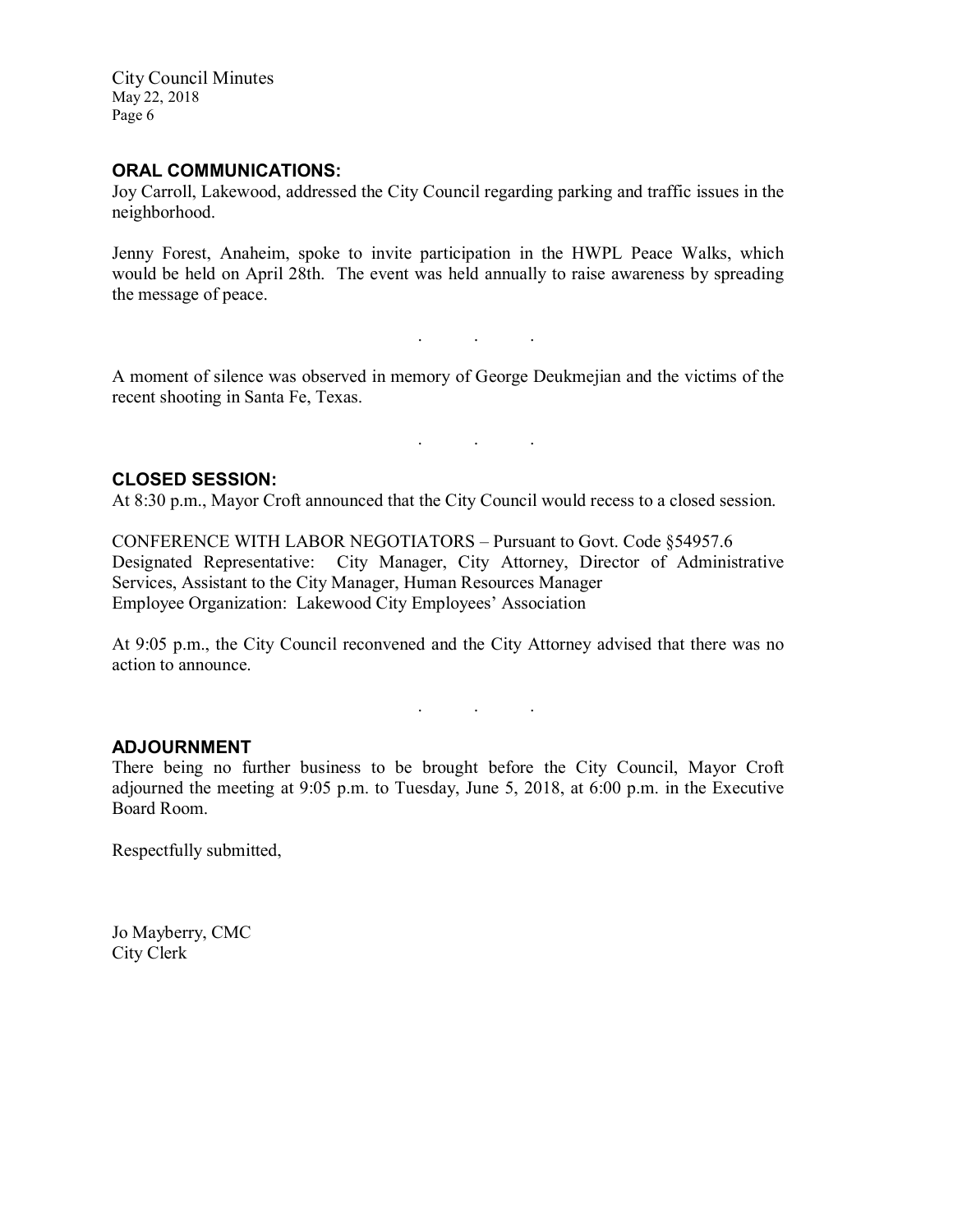## ORAL COMMUNICATIONS:

Joy Carroll, Lakewood, addressed the City Council regarding parking and traffic issues in the neighborhood.

Jenny Forest, Anaheim, spoke to invite participation in the HWPL Peace Walks, which would be held on April 28th. The event was held annually to raise awareness by spreading the message of peace.

. . .

A moment of silence was observed in memory of George Deukmejian and the victims of the recent shooting in Santa Fe, Texas.

. . .

## CLOSED SESSION:

At 8:30 p.m., Mayor Croft announced that the City Council would recess to a closed session.

CONFERENCE WITH LABOR NEGOTIATORS – Pursuant to Govt. Code §54957.6
Designated Representative: City Manager, City Attorney, Director of Administrative Services, Assistant to the City Manager, Human Resources Manager
Employee Organization: Lakewood City Employees' Association

At 9:05 p.m., the City Council reconvened and the City Attorney advised that there was no action to announce.

. . .

## ADJOURNMENT

There being no further business to be brought before the City Council, Mayor Croft adjourned the meeting at 9:05 p.m. to Tuesday, June 5, 2018, at 6:00 p.m. in the Executive Board Room.

Respectfully submitted,

Jo Mayberry, CMC
City Clerk